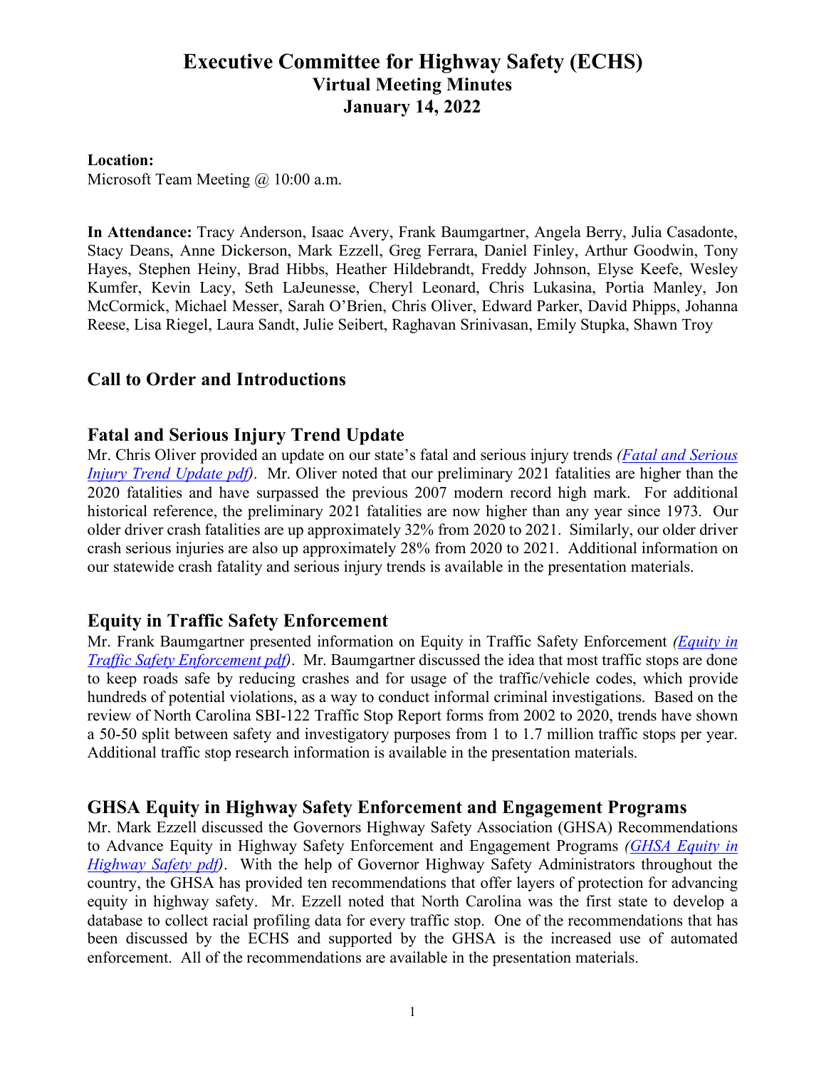# Executive Committee for Highway Safety (ECHS)
## Virtual Meeting Minutes
## January 14, 2022

**Location:**
Microsoft Team Meeting @ 10:00 a.m.

**In Attendance:** Tracy Anderson, Isaac Avery, Frank Baumgartner, Angela Berry, Julia Casadonte, Stacy Deans, Anne Dickerson, Mark Ezzell, Greg Ferrara, Daniel Finley, Arthur Goodwin, Tony Hayes, Stephen Heiny, Brad Hibbs, Heather Hildebrandt, Freddy Johnson, Elyse Keefe, Wesley Kumfer, Kevin Lacy, Seth LaJeunesse, Cheryl Leonard, Chris Lukasina, Portia Manley, Jon McCormick, Michael Messer, Sarah O'Brien, Chris Oliver, Edward Parker, David Phipps, Johanna Reese, Lisa Riegel, Laura Sandt, Julie Seibert, Raghavan Srinivasan, Emily Stupka, Shawn Troy

## Call to Order and Introductions

## Fatal and Serious Injury Trend Update

Mr. Chris Oliver provided an update on our state's fatal and serious injury trends *(Fatal and Serious Injury Trend Update pdf)*. Mr. Oliver noted that our preliminary 2021 fatalities are higher than the 2020 fatalities and have surpassed the previous 2007 modern record high mark. For additional historical reference, the preliminary 2021 fatalities are now higher than any year since 1973. Our older driver crash fatalities are up approximately 32% from 2020 to 2021. Similarly, our older driver crash serious injuries are also up approximately 28% from 2020 to 2021. Additional information on our statewide crash fatality and serious injury trends is available in the presentation materials.

## Equity in Traffic Safety Enforcement

Mr. Frank Baumgartner presented information on Equity in Traffic Safety Enforcement *(Equity in Traffic Safety Enforcement pdf)*. Mr. Baumgartner discussed the idea that most traffic stops are done to keep roads safe by reducing crashes and for usage of the traffic/vehicle codes, which provide hundreds of potential violations, as a way to conduct informal criminal investigations. Based on the review of North Carolina SBI-122 Traffic Stop Report forms from 2002 to 2020, trends have shown a 50-50 split between safety and investigatory purposes from 1 to 1.7 million traffic stops per year. Additional traffic stop research information is available in the presentation materials.

## GHSA Equity in Highway Safety Enforcement and Engagement Programs

Mr. Mark Ezzell discussed the Governors Highway Safety Association (GHSA) Recommendations to Advance Equity in Highway Safety Enforcement and Engagement Programs *(GHSA Equity in Highway Safety pdf)*. With the help of Governor Highway Safety Administrators throughout the country, the GHSA has provided ten recommendations that offer layers of protection for advancing equity in highway safety. Mr. Ezzell noted that North Carolina was the first state to develop a database to collect racial profiling data for every traffic stop. One of the recommendations that has been discussed by the ECHS and supported by the GHSA is the increased use of automated enforcement. All of the recommendations are available in the presentation materials.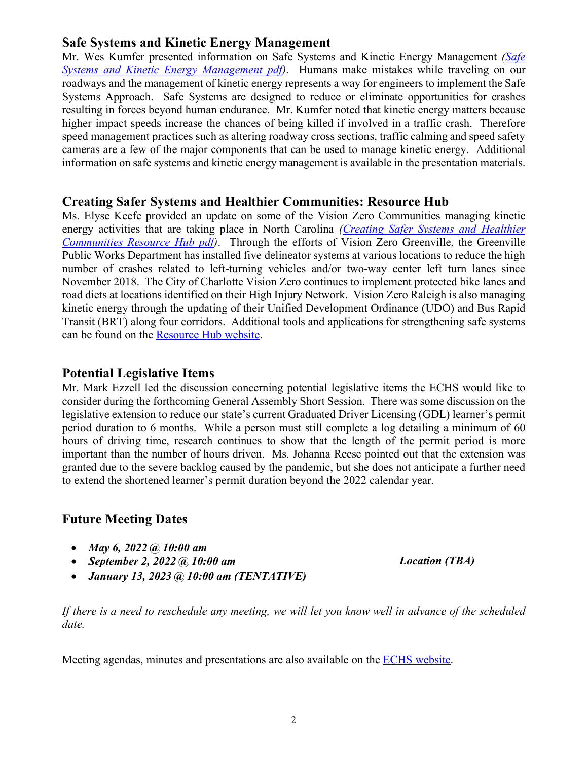## Safe Systems and Kinetic Energy Management

Mr. Wes Kumfer presented information on Safe Systems and Kinetic Energy Management *(Safe Systems and Kinetic Energy Management pdf)*. Humans make mistakes while traveling on our roadways and the management of kinetic energy represents a way for engineers to implement the Safe Systems Approach. Safe Systems are designed to reduce or eliminate opportunities for crashes resulting in forces beyond human endurance. Mr. Kumfer noted that kinetic energy matters because higher impact speeds increase the chances of being killed if involved in a traffic crash. Therefore speed management practices such as altering roadway cross sections, traffic calming and speed safety cameras are a few of the major components that can be used to manage kinetic energy. Additional information on safe systems and kinetic energy management is available in the presentation materials.

## Creating Safer Systems and Healthier Communities: Resource Hub

Ms. Elyse Keefe provided an update on some of the Vision Zero Communities managing kinetic energy activities that are taking place in North Carolina *(Creating Safer Systems and Healthier Communities Resource Hub pdf)*. Through the efforts of Vision Zero Greenville, the Greenville Public Works Department has installed five delineator systems at various locations to reduce the high number of crashes related to left-turning vehicles and/or two-way center left turn lanes since November 2018. The City of Charlotte Vision Zero continues to implement protected bike lanes and road diets at locations identified on their High Injury Network. Vision Zero Raleigh is also managing kinetic energy through the updating of their Unified Development Ordinance (UDO) and Bus Rapid Transit (BRT) along four corridors. Additional tools and applications for strengthening safe systems can be found on the Resource Hub website.

## Potential Legislative Items

Mr. Mark Ezzell led the discussion concerning potential legislative items the ECHS would like to consider during the forthcoming General Assembly Short Session. There was some discussion on the legislative extension to reduce our state's current Graduated Driver Licensing (GDL) learner's permit period duration to 6 months. While a person must still complete a log detailing a minimum of 60 hours of driving time, research continues to show that the length of the permit period is more important than the number of hours driven. Ms. Johanna Reese pointed out that the extension was granted due to the severe backlog caused by the pandemic, but she does not anticipate a further need to extend the shortened learner's permit duration beyond the 2022 calendar year.

## Future Meeting Dates

- ***May 6, 2022 @ 10:00 am***
- ***September 2, 2022 @ 10:00 am*** ***Location (TBA)***
- ***January 13, 2023 @ 10:00 am (TENTATIVE)***

*If there is a need to reschedule any meeting, we will let you know well in advance of the scheduled date.*

Meeting agendas, minutes and presentations are also available on the ECHS website.